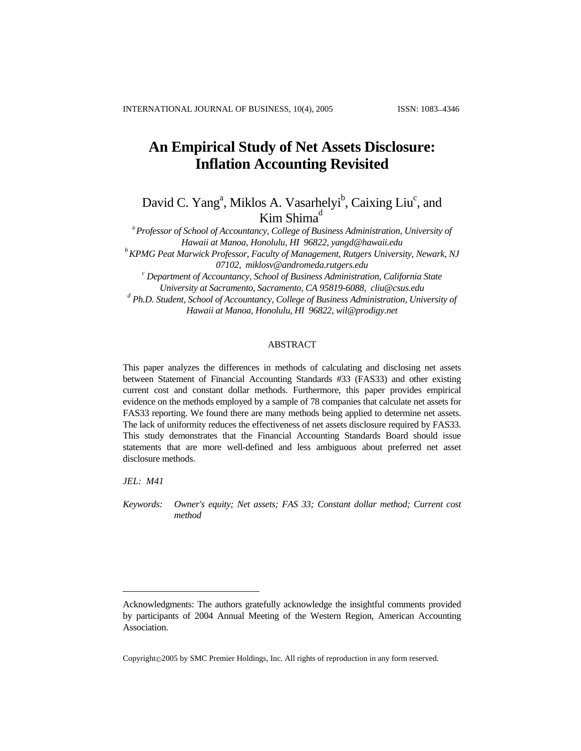# An Empirical Study of Net Assets Disclosure: Inflation Accounting Revisited

David C. Yang[a], Miklos A. Vasarhelyi[b], Caixing Liu[c], and Kim Shima[d]

[a] *Professor of School of Accountancy, College of Business Administration, University of Hawaii at Manoa, Honolulu, HI 96822, yangd@hawaii.edu*

[b] *KPMG Peat Marwick Professor, Faculty of Management, Rutgers University, Newark, NJ 07102, miklosv@andromeda.rutgers.edu*

[c] *Department of Accountancy, School of Business Administration, California State University at Sacramento, Sacramento, CA 95819-6088, cliu@csus.edu*

[d] *Ph.D. Student, School of Accountancy, College of Business Administration, University of Hawaii at Manoa, Honolulu, HI 96822, wil@prodigy.net*

## ABSTRACT

This paper analyzes the differences in methods of calculating and disclosing net assets between Statement of Financial Accounting Standards #33 (FAS33) and other existing current cost and constant dollar methods. Furthermore, this paper provides empirical evidence on the methods employed by a sample of 78 companies that calculate net assets for FAS33 reporting. We found there are many methods being applied to determine net assets. The lack of uniformity reduces the effectiveness of net assets disclosure required by FAS33. This study demonstrates that the Financial Accounting Standards Board should issue statements that are more well-defined and less ambiguous about preferred net asset disclosure methods.

*JEL: M41*

*Keywords: Owner's equity; Net assets; FAS 33; Constant dollar method; Current cost method*

---

Acknowledgments: The authors gratefully acknowledge the insightful comments provided by participants of 2004 Annual Meeting of the Western Region, American Accounting Association.

Copyright©2005 by SMC Premier Holdings, Inc. All rights of reproduction in any form reserved.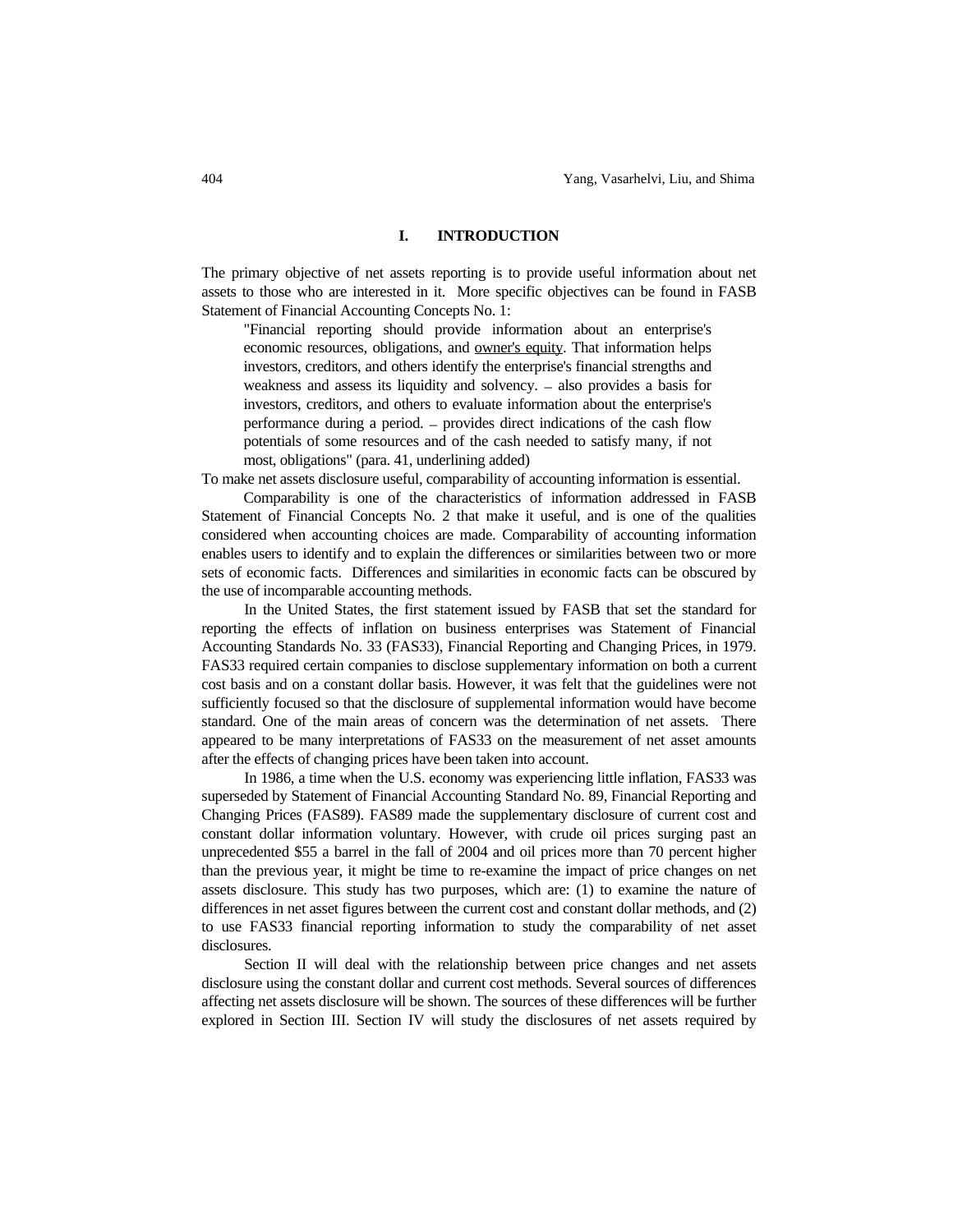## I. INTRODUCTION

The primary objective of net assets reporting is to provide useful information about net assets to those who are interested in it. More specific objectives can be found in FASB Statement of Financial Accounting Concepts No. 1:

> "Financial reporting should provide information about an enterprise's economic resources, obligations, and <u>owner's equity</u>. That information helps investors, creditors, and others identify the enterprise's financial strengths and weakness and assess its liquidity and solvency. – also provides a basis for investors, creditors, and others to evaluate information about the enterprise's performance during a period. – provides direct indications of the cash flow potentials of some resources and of the cash needed to satisfy many, if not most, obligations" (para. 41, underlining added)

To make net assets disclosure useful, comparability of accounting information is essential.

Comparability is one of the characteristics of information addressed in FASB Statement of Financial Concepts No. 2 that make it useful, and is one of the qualities considered when accounting choices are made. Comparability of accounting information enables users to identify and to explain the differences or similarities between two or more sets of economic facts. Differences and similarities in economic facts can be obscured by the use of incomparable accounting methods.

In the United States, the first statement issued by FASB that set the standard for reporting the effects of inflation on business enterprises was Statement of Financial Accounting Standards No. 33 (FAS33), Financial Reporting and Changing Prices, in 1979. FAS33 required certain companies to disclose supplementary information on both a current cost basis and on a constant dollar basis. However, it was felt that the guidelines were not sufficiently focused so that the disclosure of supplemental information would have become standard. One of the main areas of concern was the determination of net assets. There appeared to be many interpretations of FAS33 on the measurement of net asset amounts after the effects of changing prices have been taken into account.

In 1986, a time when the U.S. economy was experiencing little inflation, FAS33 was superseded by Statement of Financial Accounting Standard No. 89, Financial Reporting and Changing Prices (FAS89). FAS89 made the supplementary disclosure of current cost and constant dollar information voluntary. However, with crude oil prices surging past an unprecedented $55 a barrel in the fall of 2004 and oil prices more than 70 percent higher than the previous year, it might be time to re-examine the impact of price changes on net assets disclosure. This study has two purposes, which are: (1) to examine the nature of differences in net asset figures between the current cost and constant dollar methods, and (2) to use FAS33 financial reporting information to study the comparability of net asset disclosures.

Section II will deal with the relationship between price changes and net assets disclosure using the constant dollar and current cost methods. Several sources of differences affecting net assets disclosure will be shown. The sources of these differences will be further explored in Section III. Section IV will study the disclosures of net assets required by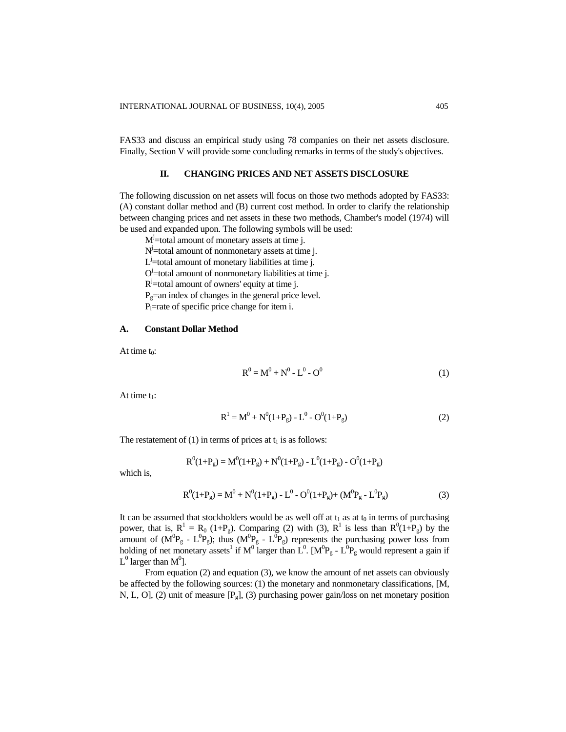FAS33 and discuss an empirical study using 78 companies on their net assets disclosure. Finally, Section V will provide some concluding remarks in terms of the study's objectives.

## II. CHANGING PRICES AND NET ASSETS DISCLOSURE

The following discussion on net assets will focus on those two methods adopted by FAS33: (A) constant dollar method and (B) current cost method. In order to clarify the relationship between changing prices and net assets in these two methods, Chamber's model (1974) will be used and expanded upon. The following symbols will be used:

$M^j$=total amount of monetary assets at time j.
$N^j$=total amount of nonmonetary assets at time j.
$L^j$=total amount of monetary liabilities at time j.
$O^j$=total amount of nonmonetary liabilities at time j.
$R^j$=total amount of owners' equity at time j.
$P_g$=an index of changes in the general price level.
$P_i$=rate of specific price change for item i.

### A. Constant Dollar Method

At time $t_0$:

$$R^0 = M^0 + N^0 - L^0 - O^0 \tag{1}$$

At time $t_1$:

$$R^1 = M^0 + N^0(1+P_g) - L^0 - O^0(1+P_g) \tag{2}$$

The restatement of (1) in terms of prices at $t_1$ is as follows:

$$R^0(1+P_g) = M^0(1+P_g) + N^0(1+P_g) - L^0(1+P_g) - O^0(1+P_g)$$

which is,

$$R^0(1+P_g) = M^0 + N^0(1+P_g) - L^0 - O^0(1+P_g)+ (M^0P_g - L^0P_g) \tag{3}$$

It can be assumed that stockholders would be as well off at $t_1$ as at $t_0$ in terms of purchasing power, that is, $R^1 = R_0\ (1+P_g)$. Comparing (2) with (3), $R^1$ is less than $R^0(1+P_g)$ by the amount of $(M^0P_g - L^0P_g)$; thus $(M^0P_g - L^0P_g)$ represents the purchasing power loss from holding of net monetary assets[1] if $M^0$ larger than $L^0$. [$M^0P_g - L^0P_g$ would represent a gain if $L^0$ larger than $M^0$].

From equation (2) and equation (3), we know the amount of net assets can obviously be affected by the following sources: (1) the monetary and nonmonetary classifications, [M, N, L, O], (2) unit of measure [$P_g$], (3) purchasing power gain/loss on net monetary position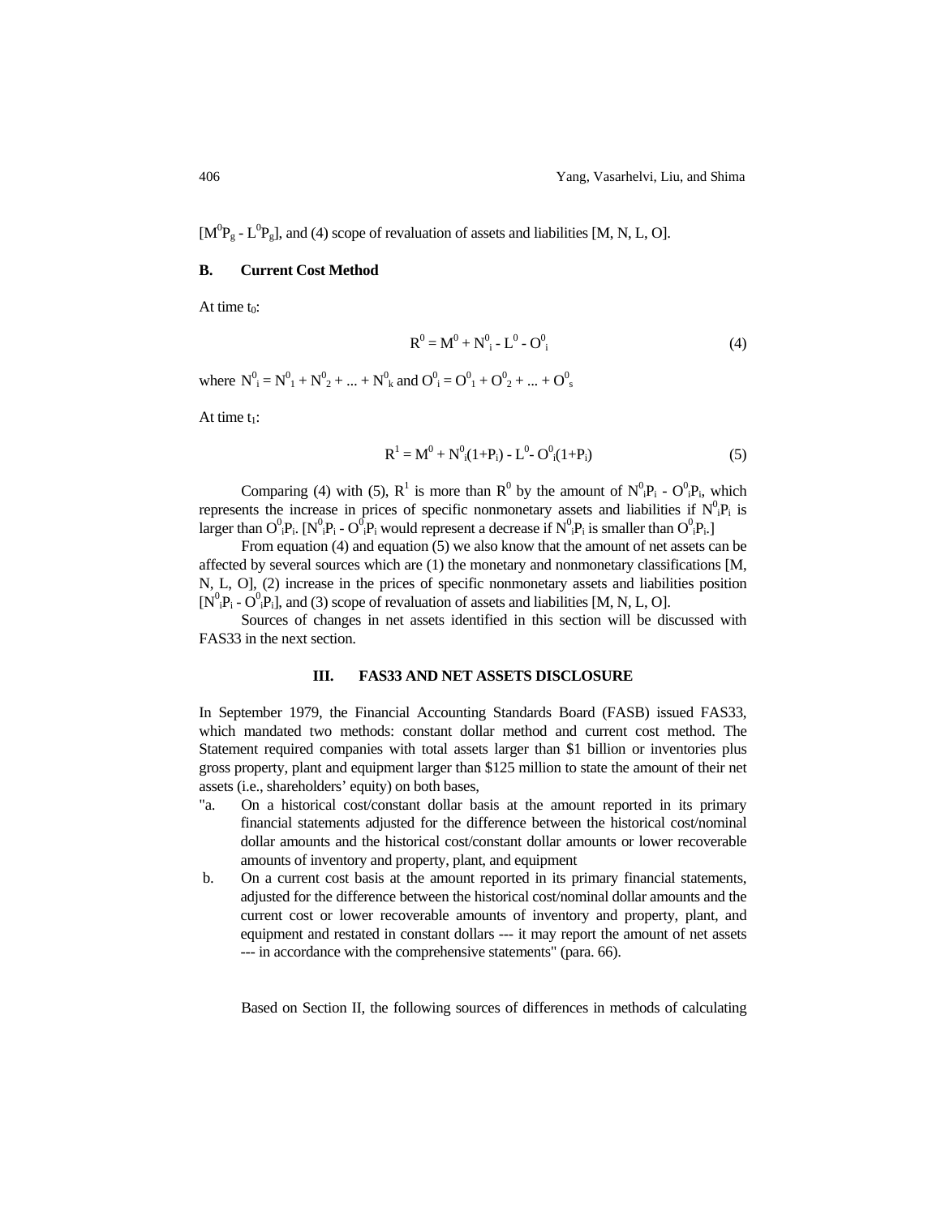$[M^0P_g - L^0P_g]$, and (4) scope of revaluation of assets and liabilities [M, N, L, O].

## B. Current Cost Method

At time $t_0$:

$$R^0 = M^0 + N^0_i - L^0 - O^0_i \tag{4}$$

where $N^0_i = N^0_1 + N^0_2 + ... + N^0_k$ and $O^0_i = O^0_1 + O^0_2 + ... + O^0_s$

At time $t_1$:

$$R^1 = M^0 + N^0_i(1+P_i) - L^0 - O^0_i(1+P_i) \tag{5}$$

Comparing (4) with (5), $R^1$ is more than $R^0$ by the amount of $N^0_iP_i - O^0_iP_i$, which represents the increase in prices of specific nonmonetary assets and liabilities if $N^0_iP_i$ is larger than $O^0_iP_i$. [$N^0_iP_i - O^0_iP_i$ would represent a decrease if $N^0_iP_i$ is smaller than $O^0_iP_i$.]

From equation (4) and equation (5) we also know that the amount of net assets can be affected by several sources which are (1) the monetary and nonmonetary classifications [M, N, L, O], (2) increase in the prices of specific nonmonetary assets and liabilities position [$N^0_iP_i - O^0_iP_i$], and (3) scope of revaluation of assets and liabilities [M, N, L, O].

Sources of changes in net assets identified in this section will be discussed with FAS33 in the next section.

# III. FAS33 AND NET ASSETS DISCLOSURE

In September 1979, the Financial Accounting Standards Board (FASB) issued FAS33, which mandated two methods: constant dollar method and current cost method. The Statement required companies with total assets larger than \$1 billion or inventories plus gross property, plant and equipment larger than \$125 million to state the amount of their net assets (i.e., shareholders' equity) on both bases,

"a. On a historical cost/constant dollar basis at the amount reported in its primary financial statements adjusted for the difference between the historical cost/nominal dollar amounts and the historical cost/constant dollar amounts or lower recoverable amounts of inventory and property, plant, and equipment

b. On a current cost basis at the amount reported in its primary financial statements, adjusted for the difference between the historical cost/nominal dollar amounts and the current cost or lower recoverable amounts of inventory and property, plant, and equipment and restated in constant dollars --- it may report the amount of net assets --- in accordance with the comprehensive statements" (para. 66).

Based on Section II, the following sources of differences in methods of calculating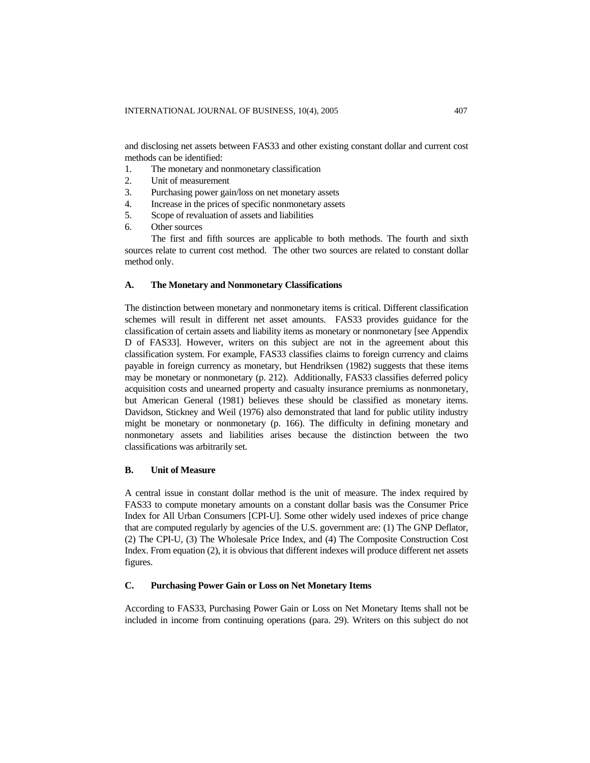and disclosing net assets between FAS33 and other existing constant dollar and current cost methods can be identified:

1. The monetary and nonmonetary classification
2. Unit of measurement
3. Purchasing power gain/loss on net monetary assets
4. Increase in the prices of specific nonmonetary assets
5. Scope of revaluation of assets and liabilities
6. Other sources

The first and fifth sources are applicable to both methods. The fourth and sixth sources relate to current cost method. The other two sources are related to constant dollar method only.

### A. The Monetary and Nonmonetary Classifications

The distinction between monetary and nonmonetary items is critical. Different classification schemes will result in different net asset amounts. FAS33 provides guidance for the classification of certain assets and liability items as monetary or nonmonetary [see Appendix D of FAS33]. However, writers on this subject are not in the agreement about this classification system. For example, FAS33 classifies claims to foreign currency and claims payable in foreign currency as monetary, but Hendriksen (1982) suggests that these items may be monetary or nonmonetary (p. 212). Additionally, FAS33 classifies deferred policy acquisition costs and unearned property and casualty insurance premiums as nonmonetary, but American General (1981) believes these should be classified as monetary items. Davidson, Stickney and Weil (1976) also demonstrated that land for public utility industry might be monetary or nonmonetary (p. 166). The difficulty in defining monetary and nonmonetary assets and liabilities arises because the distinction between the two classifications was arbitrarily set.

### B. Unit of Measure

A central issue in constant dollar method is the unit of measure. The index required by FAS33 to compute monetary amounts on a constant dollar basis was the Consumer Price Index for All Urban Consumers [CPI-U]. Some other widely used indexes of price change that are computed regularly by agencies of the U.S. government are: (1) The GNP Deflator, (2) The CPI-U, (3) The Wholesale Price Index, and (4) The Composite Construction Cost Index. From equation (2), it is obvious that different indexes will produce different net assets figures.

### C. Purchasing Power Gain or Loss on Net Monetary Items

According to FAS33, Purchasing Power Gain or Loss on Net Monetary Items shall not be included in income from continuing operations (para. 29). Writers on this subject do not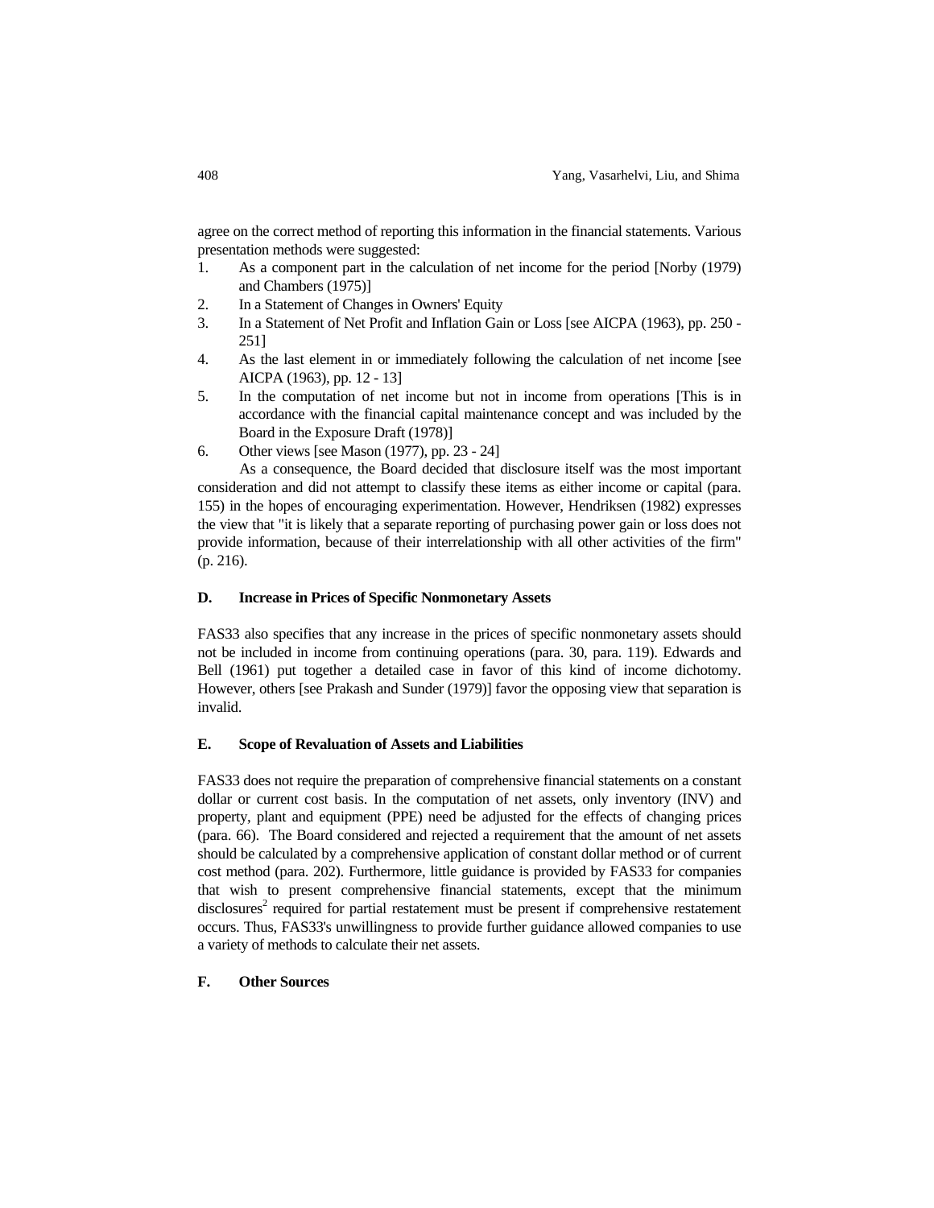agree on the correct method of reporting this information in the financial statements. Various presentation methods were suggested:

1. As a component part in the calculation of net income for the period [Norby (1979) and Chambers (1975)]
2. In a Statement of Changes in Owners' Equity
3. In a Statement of Net Profit and Inflation Gain or Loss [see AICPA (1963), pp. 250 - 251]
4. As the last element in or immediately following the calculation of net income [see AICPA (1963), pp. 12 - 13]
5. In the computation of net income but not in income from operations [This is in accordance with the financial capital maintenance concept and was included by the Board in the Exposure Draft (1978)]
6. Other views [see Mason (1977), pp. 23 - 24]

As a consequence, the Board decided that disclosure itself was the most important consideration and did not attempt to classify these items as either income or capital (para. 155) in the hopes of encouraging experimentation. However, Hendriksen (1982) expresses the view that "it is likely that a separate reporting of purchasing power gain or loss does not provide information, because of their interrelationship with all other activities of the firm" (p. 216).

### D. Increase in Prices of Specific Nonmonetary Assets

FAS33 also specifies that any increase in the prices of specific nonmonetary assets should not be included in income from continuing operations (para. 30, para. 119). Edwards and Bell (1961) put together a detailed case in favor of this kind of income dichotomy. However, others [see Prakash and Sunder (1979)] favor the opposing view that separation is invalid.

### E. Scope of Revaluation of Assets and Liabilities

FAS33 does not require the preparation of comprehensive financial statements on a constant dollar or current cost basis. In the computation of net assets, only inventory (INV) and property, plant and equipment (PPE) need be adjusted for the effects of changing prices (para. 66). The Board considered and rejected a requirement that the amount of net assets should be calculated by a comprehensive application of constant dollar method or of current cost method (para. 202). Furthermore, little guidance is provided by FAS33 for companies that wish to present comprehensive financial statements, except that the minimum disclosures[2] required for partial restatement must be present if comprehensive restatement occurs. Thus, FAS33's unwillingness to provide further guidance allowed companies to use a variety of methods to calculate their net assets.

### F. Other Sources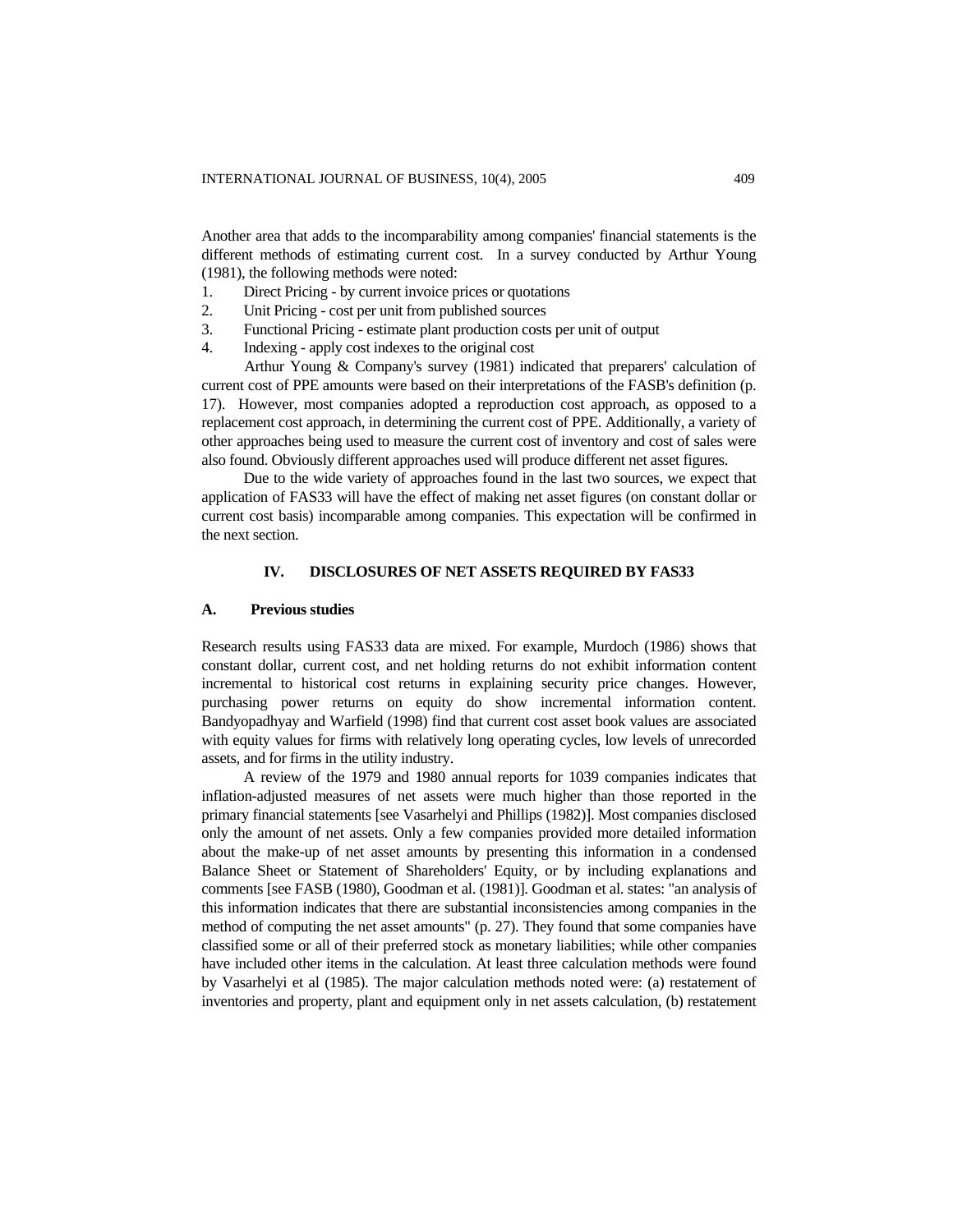Another area that adds to the incomparability among companies' financial statements is the different methods of estimating current cost. In a survey conducted by Arthur Young (1981), the following methods were noted:

1. Direct Pricing - by current invoice prices or quotations
2. Unit Pricing - cost per unit from published sources
3. Functional Pricing - estimate plant production costs per unit of output
4. Indexing - apply cost indexes to the original cost

Arthur Young & Company's survey (1981) indicated that preparers' calculation of current cost of PPE amounts were based on their interpretations of the FASB's definition (p. 17). However, most companies adopted a reproduction cost approach, as opposed to a replacement cost approach, in determining the current cost of PPE. Additionally, a variety of other approaches being used to measure the current cost of inventory and cost of sales were also found. Obviously different approaches used will produce different net asset figures.

Due to the wide variety of approaches found in the last two sources, we expect that application of FAS33 will have the effect of making net asset figures (on constant dollar or current cost basis) incomparable among companies. This expectation will be confirmed in the next section.

## IV. DISCLOSURES OF NET ASSETS REQUIRED BY FAS33

### A. Previous studies

Research results using FAS33 data are mixed. For example, Murdoch (1986) shows that constant dollar, current cost, and net holding returns do not exhibit information content incremental to historical cost returns in explaining security price changes. However, purchasing power returns on equity do show incremental information content. Bandyopadhyay and Warfield (1998) find that current cost asset book values are associated with equity values for firms with relatively long operating cycles, low levels of unrecorded assets, and for firms in the utility industry.

A review of the 1979 and 1980 annual reports for 1039 companies indicates that inflation-adjusted measures of net assets were much higher than those reported in the primary financial statements [see Vasarhelyi and Phillips (1982)]. Most companies disclosed only the amount of net assets. Only a few companies provided more detailed information about the make-up of net asset amounts by presenting this information in a condensed Balance Sheet or Statement of Shareholders' Equity, or by including explanations and comments [see FASB (1980), Goodman et al. (1981)]. Goodman et al. states: "an analysis of this information indicates that there are substantial inconsistencies among companies in the method of computing the net asset amounts" (p. 27). They found that some companies have classified some or all of their preferred stock as monetary liabilities; while other companies have included other items in the calculation. At least three calculation methods were found by Vasarhelyi et al (1985). The major calculation methods noted were: (a) restatement of inventories and property, plant and equipment only in net assets calculation, (b) restatement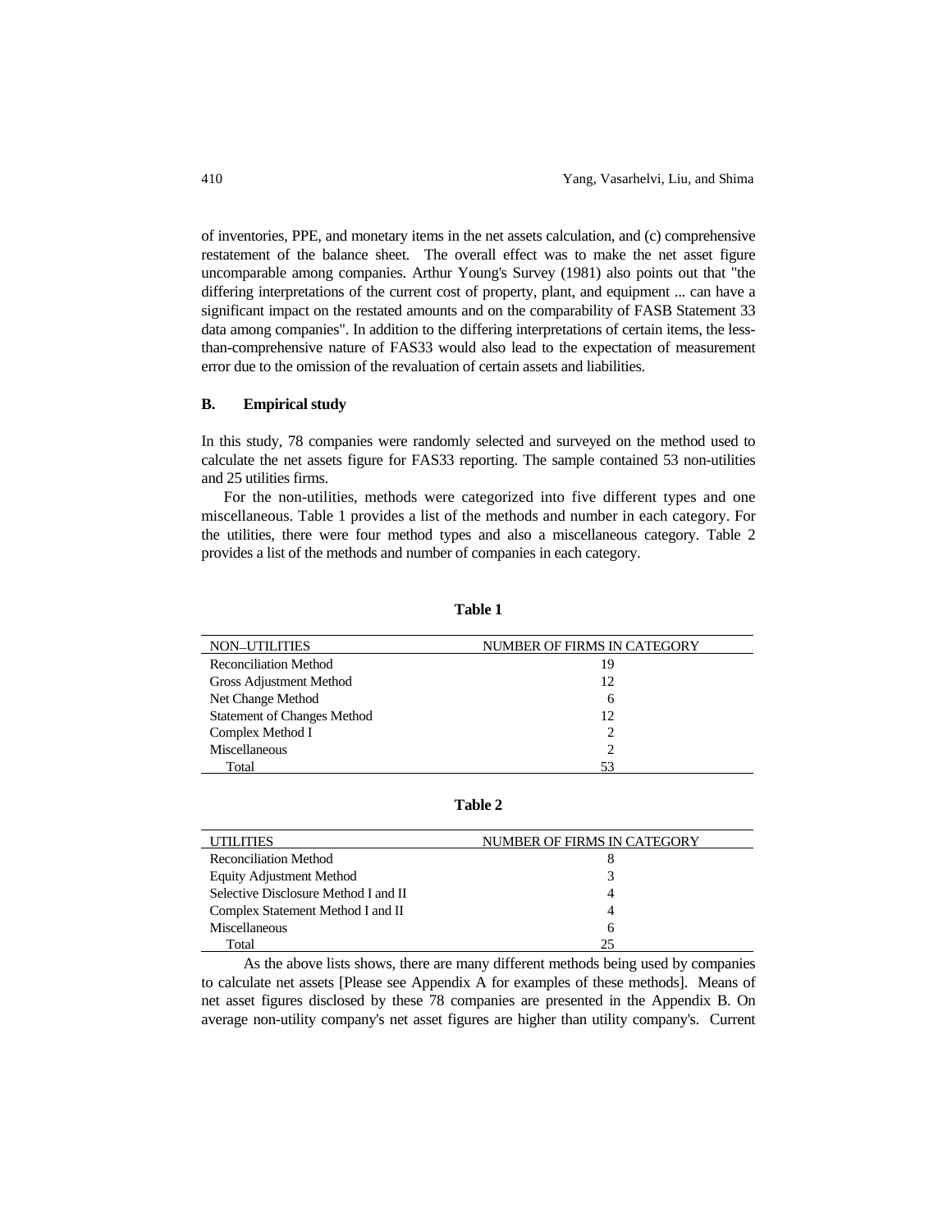of inventories, PPE, and monetary items in the net assets calculation, and (c) comprehensive restatement of the balance sheet. The overall effect was to make the net asset figure uncomparable among companies. Arthur Young's Survey (1981) also points out that "the differing interpretations of the current cost of property, plant, and equipment ... can have a significant impact on the restated amounts and on the comparability of FASB Statement 33 data among companies". In addition to the differing interpretations of certain items, the less-than-comprehensive nature of FAS33 would also lead to the expectation of measurement error due to the omission of the revaluation of certain assets and liabilities.

### B. Empirical study

In this study, 78 companies were randomly selected and surveyed on the method used to calculate the net assets figure for FAS33 reporting. The sample contained 53 non-utilities and 25 utilities firms.

For the non-utilities, methods were categorized into five different types and one miscellaneous. Table 1 provides a list of the methods and number in each category. For the utilities, there were four method types and also a miscellaneous category. Table 2 provides a list of the methods and number of companies in each category.

**Table 1**

| NON–UTILITIES | NUMBER OF FIRMS IN CATEGORY |
|---|---|
| Reconciliation Method | 19 |
| Gross Adjustment Method | 12 |
| Net Change Method | 6 |
| Statement of Changes Method | 12 |
| Complex Method I | 2 |
| Miscellaneous | 2 |
| Total | 53 |

**Table 2**

| UTILITIES | NUMBER OF FIRMS IN CATEGORY |
|---|---|
| Reconciliation Method | 8 |
| Equity Adjustment Method | 3 |
| Selective Disclosure Method I and II | 4 |
| Complex Statement Method I and II | 4 |
| Miscellaneous | 6 |
| Total | 25 |

As the above lists shows, there are many different methods being used by companies to calculate net assets [Please see Appendix A for examples of these methods]. Means of net asset figures disclosed by these 78 companies are presented in the Appendix B. On average non-utility company's net asset figures are higher than utility company's. Current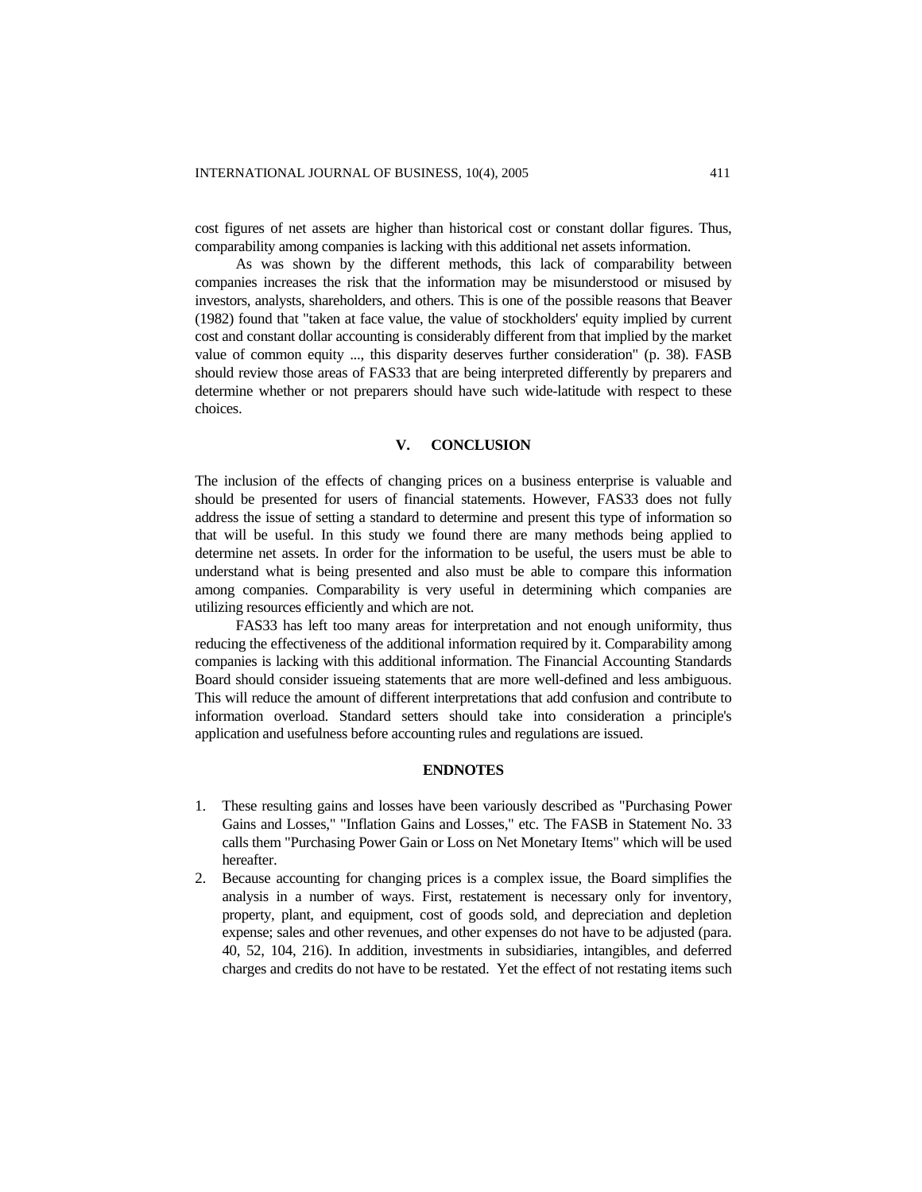cost figures of net assets are higher than historical cost or constant dollar figures. Thus, comparability among companies is lacking with this additional net assets information.

As was shown by the different methods, this lack of comparability between companies increases the risk that the information may be misunderstood or misused by investors, analysts, shareholders, and others. This is one of the possible reasons that Beaver (1982) found that "taken at face value, the value of stockholders' equity implied by current cost and constant dollar accounting is considerably different from that implied by the market value of common equity ..., this disparity deserves further consideration" (p. 38). FASB should review those areas of FAS33 that are being interpreted differently by preparers and determine whether or not preparers should have such wide-latitude with respect to these choices.

## V. CONCLUSION

The inclusion of the effects of changing prices on a business enterprise is valuable and should be presented for users of financial statements. However, FAS33 does not fully address the issue of setting a standard to determine and present this type of information so that will be useful. In this study we found there are many methods being applied to determine net assets. In order for the information to be useful, the users must be able to understand what is being presented and also must be able to compare this information among companies. Comparability is very useful in determining which companies are utilizing resources efficiently and which are not.

FAS33 has left too many areas for interpretation and not enough uniformity, thus reducing the effectiveness of the additional information required by it. Comparability among companies is lacking with this additional information. The Financial Accounting Standards Board should consider issueing statements that are more well-defined and less ambiguous. This will reduce the amount of different interpretations that add confusion and contribute to information overload. Standard setters should take into consideration a principle's application and usefulness before accounting rules and regulations are issued.

## ENDNOTES

1. These resulting gains and losses have been variously described as "Purchasing Power Gains and Losses," "Inflation Gains and Losses," etc. The FASB in Statement No. 33 calls them "Purchasing Power Gain or Loss on Net Monetary Items" which will be used hereafter.
2. Because accounting for changing prices is a complex issue, the Board simplifies the analysis in a number of ways. First, restatement is necessary only for inventory, property, plant, and equipment, cost of goods sold, and depreciation and depletion expense; sales and other revenues, and other expenses do not have to be adjusted (para. 40, 52, 104, 216). In addition, investments in subsidiaries, intangibles, and deferred charges and credits do not have to be restated. Yet the effect of not restating items such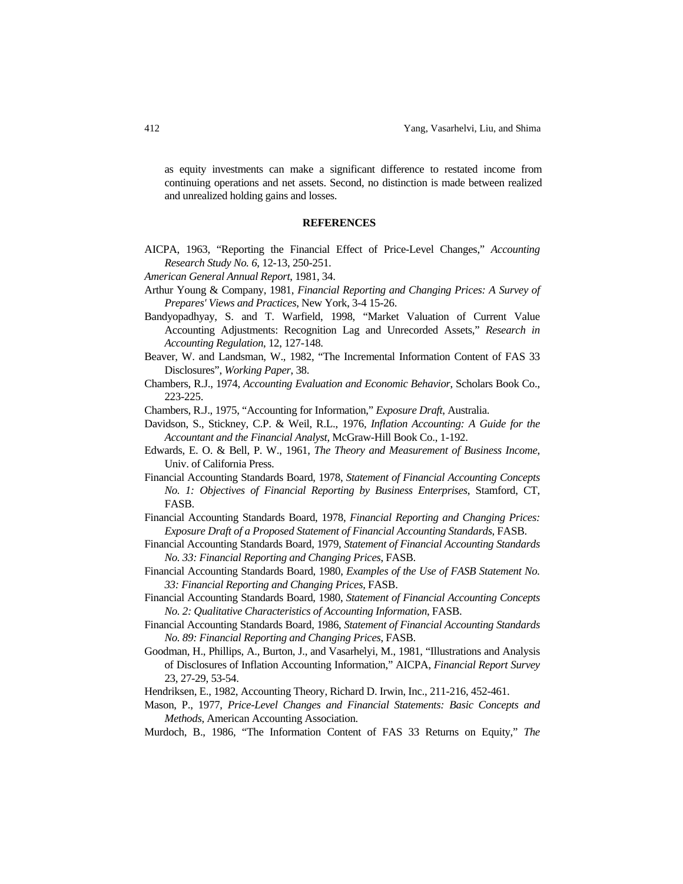as equity investments can make a significant difference to restated income from continuing operations and net assets. Second, no distinction is made between realized and unrealized holding gains and losses.

## REFERENCES

AICPA, 1963, "Reporting the Financial Effect of Price-Level Changes," *Accounting Research Study No. 6*, 12-13, 250-251.

*American General Annual Report*, 1981, 34.

Arthur Young & Company, 1981, *Financial Reporting and Changing Prices: A Survey of Prepares' Views and Practices*, New York, 3-4 15-26.

Bandyopadhyay, S. and T. Warfield, 1998, "Market Valuation of Current Value Accounting Adjustments: Recognition Lag and Unrecorded Assets," *Research in Accounting Regulation*, 12, 127-148.

Beaver, W. and Landsman, W., 1982, "The Incremental Information Content of FAS 33 Disclosures", *Working Paper*, 38.

Chambers, R.J., 1974, *Accounting Evaluation and Economic Behavior*, Scholars Book Co., 223-225.

Chambers, R.J., 1975, "Accounting for Information," *Exposure Draft*, Australia.

Davidson, S., Stickney, C.P. & Weil, R.L., 1976, *Inflation Accounting: A Guide for the Accountant and the Financial Analyst*, McGraw-Hill Book Co., 1-192.

Edwards, E. O. & Bell, P. W., 1961, *The Theory and Measurement of Business Income*, Univ. of California Press.

Financial Accounting Standards Board, 1978, *Statement of Financial Accounting Concepts No. 1: Objectives of Financial Reporting by Business Enterprises*, Stamford, CT, FASB.

Financial Accounting Standards Board, 1978, *Financial Reporting and Changing Prices: Exposure Draft of a Proposed Statement of Financial Accounting Standards*, FASB.

Financial Accounting Standards Board, 1979, *Statement of Financial Accounting Standards No. 33: Financial Reporting and Changing Prices*, FASB.

Financial Accounting Standards Board, 1980, *Examples of the Use of FASB Statement No. 33: Financial Reporting and Changing Prices*, FASB.

Financial Accounting Standards Board, 1980, *Statement of Financial Accounting Concepts No. 2: Qualitative Characteristics of Accounting Information*, FASB.

Financial Accounting Standards Board, 1986, *Statement of Financial Accounting Standards No. 89: Financial Reporting and Changing Prices*, FASB.

Goodman, H., Phillips, A., Burton, J., and Vasarhelyi, M., 1981, "Illustrations and Analysis of Disclosures of Inflation Accounting Information," AICPA, *Financial Report Survey* 23, 27-29, 53-54.

Hendriksen, E., 1982, Accounting Theory, Richard D. Irwin, Inc., 211-216, 452-461.

Mason, P., 1977, *Price-Level Changes and Financial Statements: Basic Concepts and Methods*, American Accounting Association.

Murdoch, B., 1986, "The Information Content of FAS 33 Returns on Equity," *The*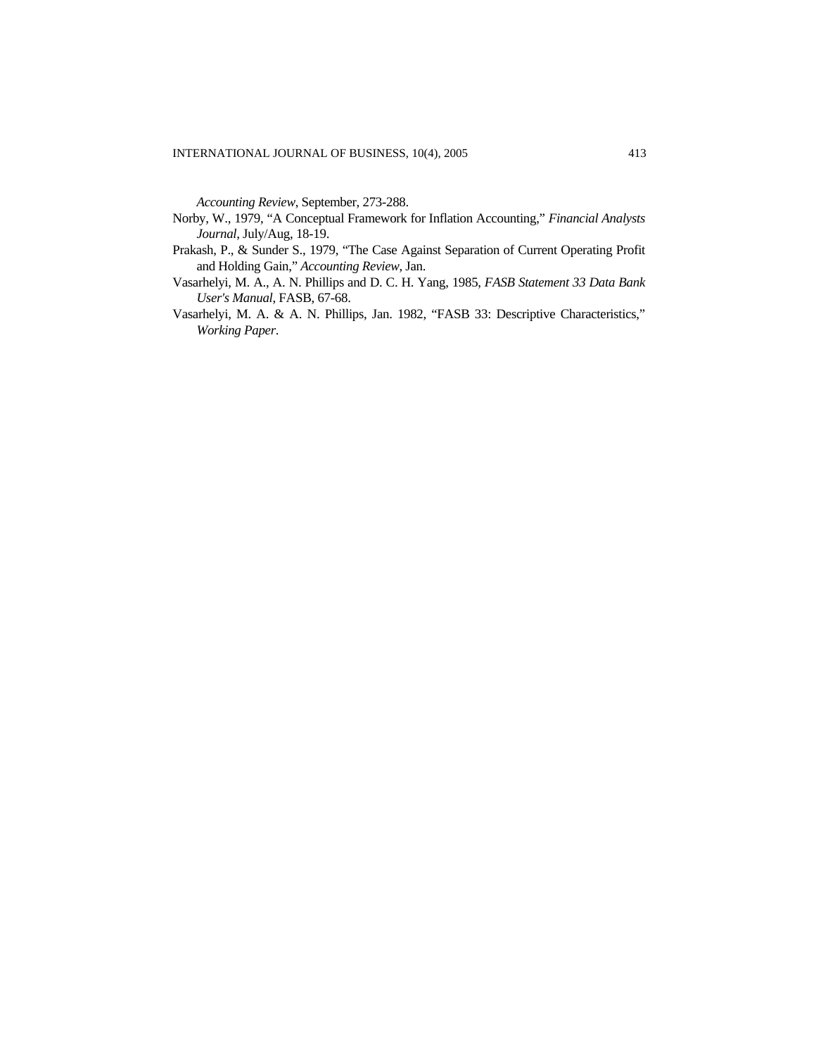*Accounting Review*, September, 273-288.

Norby, W., 1979, "A Conceptual Framework for Inflation Accounting," *Financial Analysts Journal*, July/Aug, 18-19.

Prakash, P., & Sunder S., 1979, "The Case Against Separation of Current Operating Profit and Holding Gain," *Accounting Review*, Jan.

Vasarhelyi, M. A., A. N. Phillips and D. C. H. Yang, 1985, *FASB Statement 33 Data Bank User's Manual*, FASB, 67-68.

Vasarhelyi, M. A. & A. N. Phillips, Jan. 1982, "FASB 33: Descriptive Characteristics," *Working Paper*.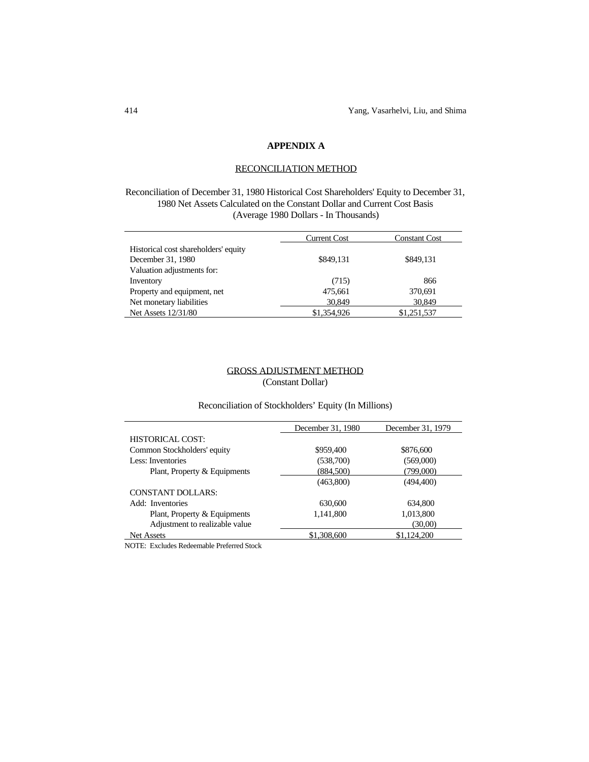# APPENDIX A

## RECONCILIATION METHOD

Reconciliation of December 31, 1980 Historical Cost Shareholders' Equity to December 31, 1980 Net Assets Calculated on the Constant Dollar and Current Cost Basis
(Average 1980 Dollars - In Thousands)

| | Current Cost | Constant Cost |
|---|---|---|
| Historical cost shareholders' equity | | |
| December 31, 1980 | \$849,131 | \$849,131 |
| Valuation adjustments for: | | |
| Inventory | (715) | 866 |
| Property and equipment, net | 475,661 | 370,691 |
| Net monetary liabilities | 30,849 | 30,849 |
| Net Assets 12/31/80 | \$1,354,926 | \$1,251,537 |

## GROSS ADJUSTMENT METHOD

(Constant Dollar)

Reconciliation of Stockholders' Equity (In Millions)

| | December 31, 1980 | December 31, 1979 |
|---|---|---|
| HISTORICAL COST: | | |
| Common Stockholders' equity | \$959,400 | \$876,600 |
| Less: Inventories | (538,700) | (569,000) |
| Plant, Property & Equipments | (884,500) | (799,000) |
| | (463,800) | (494,400) |
| CONSTANT DOLLARS: | | |
| Add: Inventories | 630,600 | 634,800 |
| Plant, Property & Equipments | 1,141,800 | 1,013,800 |
| Adjustment to realizable value | | (30,00) |
| Net Assets | \$1,308,600 | \$1,124,200 |

NOTE: Excludes Redeemable Preferred Stock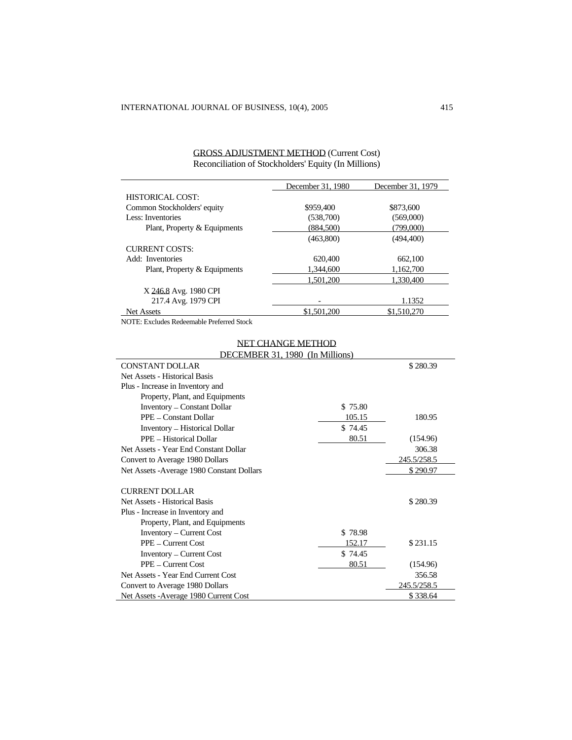GROSS ADJUSTMENT METHOD (Current Cost)
Reconciliation of Stockholders' Equity (In Millions)

| | December 31, 1980 | December 31, 1979 |
|---|---|---|
| HISTORICAL COST: | | |
| Common Stockholders' equity | \$959,400 | \$873,600 |
| Less: Inventories | (538,700) | (569,000) |
| Plant, Property & Equipments | (884,500) | (799,000) |
| | (463,800) | (494,400) |
| CURRENT COSTS: | | |
| Add: Inventories | 620,400 | 662,100 |
| Plant, Property & Equipments | 1,344,600 | 1,162,700 |
| | 1,501,200 | 1,330,400 |
| X 246.8 Avg. 1980 CPI / 217.4 Avg. 1979 CPI | - | 1.1352 |
| Net Assets | \$1,501,200 | \$1,510,270 |

NOTE: Excludes Redeemable Preferred Stock

NET CHANGE METHOD
DECEMBER 31, 1980 (In Millions)

| | | |
|---|---|---|
| CONSTANT DOLLAR | | \$ 280.39 |
| Net Assets - Historical Basis | | |
| Plus - Increase in Inventory and Property, Plant, and Equipments | | |
| Inventory – Constant Dollar | \$ 75.80 | |
| PPE – Constant Dollar | 105.15 | 180.95 |
| Inventory – Historical Dollar | \$ 74.45 | |
| PPE – Historical Dollar | 80.51 | (154.96) |
| Net Assets - Year End Constant Dollar | | 306.38 |
| Convert to Average 1980 Dollars | | 245.5/258.5 |
| Net Assets -Average 1980 Constant Dollars | | \$ 290.97 |
| | | |
| CURRENT DOLLAR | | |
| Net Assets - Historical Basis | | \$ 280.39 |
| Plus - Increase in Inventory and Property, Plant, and Equipments | | |
| Inventory – Current Cost | \$ 78.98 | |
| PPE – Current Cost | 152.17 | \$ 231.15 |
| Inventory – Current Cost | \$ 74.45 | |
| PPE – Current Cost | 80.51 | (154.96) |
| Net Assets - Year End Current Cost | | 356.58 |
| Convert to Average 1980 Dollars | | 245.5/258.5 |
| Net Assets -Average 1980 Current Cost | | \$ 338.64 |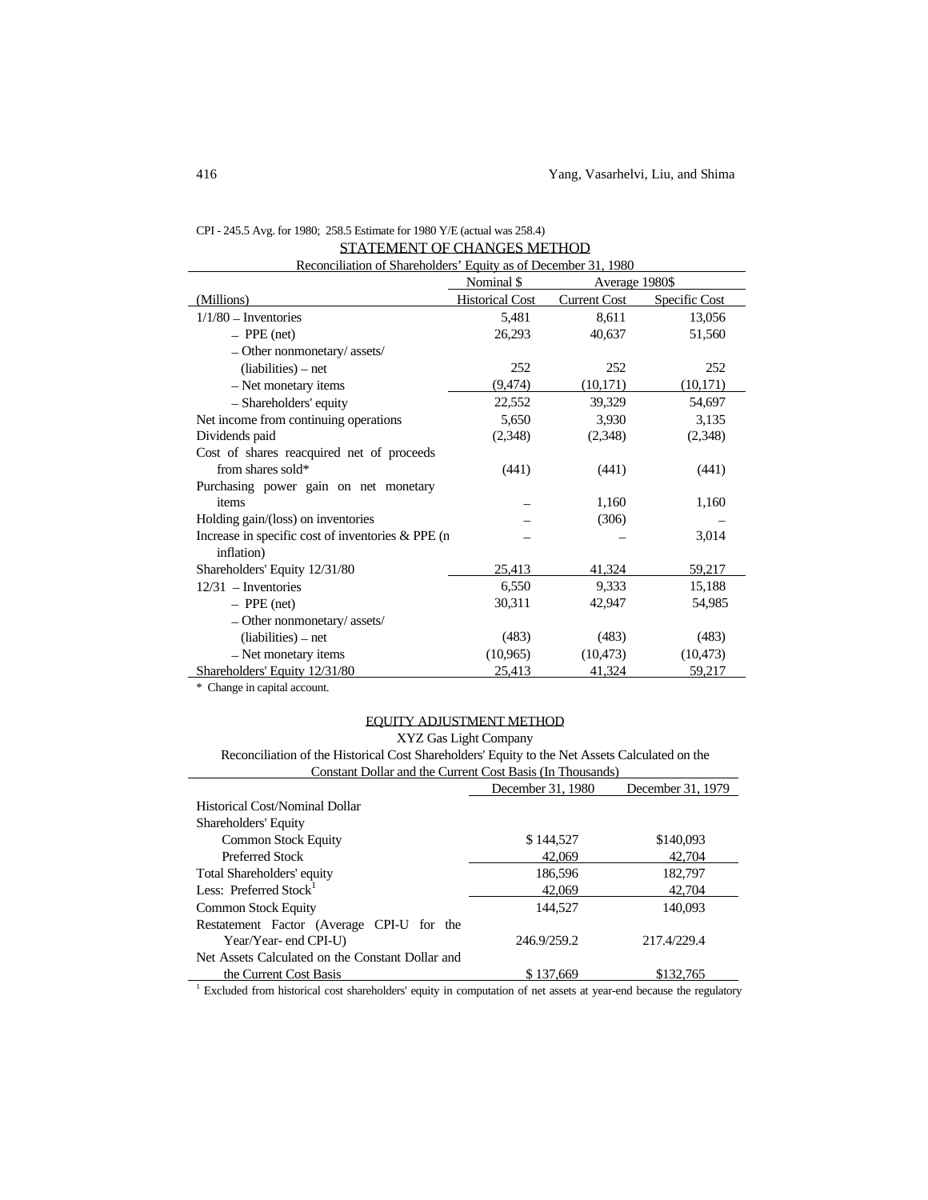CPI - 245.5 Avg. for 1980; 258.5 Estimate for 1980 Y/E (actual was 258.4)

## STATEMENT OF CHANGES METHOD

Reconciliation of Shareholders' Equity as of December 31, 1980

| | Nominal $ | Average 1980$ | |
|---|---|---|---|
| (Millions) | Historical Cost | Current Cost | Specific Cost |
| 1/1/80 – Inventories | 5,481 | 8,611 | 13,056 |
| – PPE (net) | 26,293 | 40,637 | 51,560 |
| – Other nonmonetary/ assets/ (liabilities) – net | 252 | 252 | 252 |
| – Net monetary items | (9,474) | (10,171) | (10,171) |
| – Shareholders' equity | 22,552 | 39,329 | 54,697 |
| Net income from continuing operations | 5,650 | 3,930 | 3,135 |
| Dividends paid | (2,348) | (2,348) | (2,348) |
| Cost of shares reacquired net of proceeds from shares sold* | (441) | (441) | (441) |
| Purchasing power gain on net monetary items | – | 1,160 | 1,160 |
| Holding gain/(loss) on inventories | – | (306) | – |
| Increase in specific cost of inventories & PPE (n inflation) | – | – | 3,014 |
| Shareholders' Equity 12/31/80 | 25,413 | 41,324 | 59,217 |
| 12/31 – Inventories | 6,550 | 9,333 | 15,188 |
| – PPE (net) | 30,311 | 42,947 | 54,985 |
| – Other nonmonetary/ assets/ (liabilities) – net | (483) | (483) | (483) |
| – Net monetary items | (10,965) | (10,473) | (10,473) |
| Shareholders' Equity 12/31/80 | 25,413 | 41,324 | 59,217 |

* Change in capital account.

## EQUITY ADJUSTMENT METHOD

XYZ Gas Light Company

Reconciliation of the Historical Cost Shareholders' Equity to the Net Assets Calculated on the Constant Dollar and the Current Cost Basis (In Thousands)

| | December 31, 1980 | December 31, 1979 |
|---|---|---|
| Historical Cost/Nominal Dollar | | |
| Shareholders' Equity | | |
| Common Stock Equity | $ 144,527 | $140,093 |
| Preferred Stock | 42,069 | 42,704 |
| Total Shareholders' equity | 186,596 | 182,797 |
| Less: Preferred Stock[1] | 42,069 | 42,704 |
| Common Stock Equity | 144,527 | 140,093 |
| Restatement Factor (Average CPI-U for the Year/Year- end CPI-U) | 246.9/259.2 | 217.4/229.4 |
| Net Assets Calculated on the Constant Dollar and the Current Cost Basis | $ 137,669 | $132,765 |

[1] Excluded from historical cost shareholders' equity in computation of net assets at year-end because the regulatory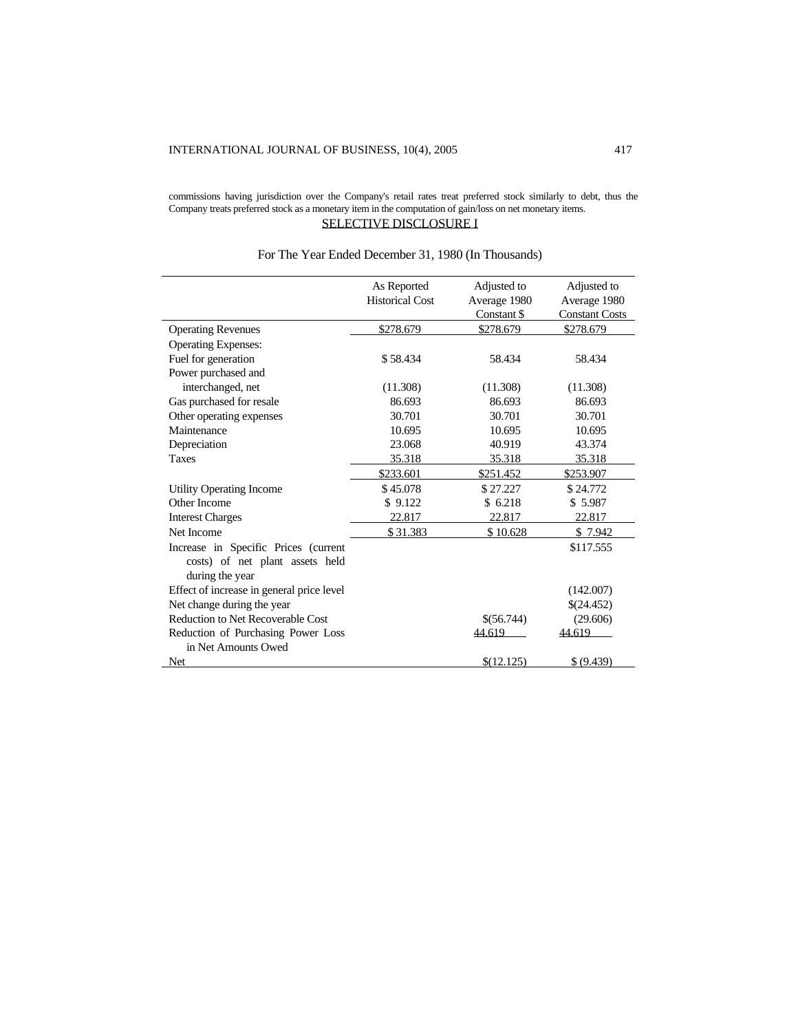commissions having jurisdiction over the Company's retail rates treat preferred stock similarly to debt, thus the Company treats preferred stock as a monetary item in the computation of gain/loss on net monetary items.

SELECTIVE DISCLOSURE I

For The Year Ended December 31, 1980 (In Thousands)

| | As Reported Historical Cost | Adjusted to Average 1980 Constant $ | Adjusted to Average 1980 Constant Costs |
|---|---|---|---|
| Operating Revenues | $278.679 | $278.679 | $278.679 |
| Operating Expenses: | | | |
| Fuel for generation | $ 58.434 | 58.434 | 58.434 |
| Power purchased and interchanged, net | (11.308) | (11.308) | (11.308) |
| Gas purchased for resale | 86.693 | 86.693 | 86.693 |
| Other operating expenses | 30.701 | 30.701 | 30.701 |
| Maintenance | 10.695 | 10.695 | 10.695 |
| Depreciation | 23.068 | 40.919 | 43.374 |
| Taxes | 35.318 | 35.318 | 35.318 |
| | $233.601 | $251.452 | $253.907 |
| Utility Operating Income | $ 45.078 | $ 27.227 | $ 24.772 |
| Other Income | $ 9.122 | $ 6.218 | $ 5.987 |
| Interest Charges | 22.817 | 22.817 | 22.817 |
| Net Income | $ 31.383 | $ 10.628 | $ 7.942 |
| Increase in Specific Prices (current costs) of net plant assets held during the year | | | $117.555 |
| Effect of increase in general price level | | | (142.007) |
| Net change during the year | | | $(24.452) |
| Reduction to Net Recoverable Cost | | $(56.744) | (29.606) |
| Reduction of Purchasing Power Loss in Net Amounts Owed | | 44.619 | 44.619 |
| Net | | $(12.125) | $ (9.439) |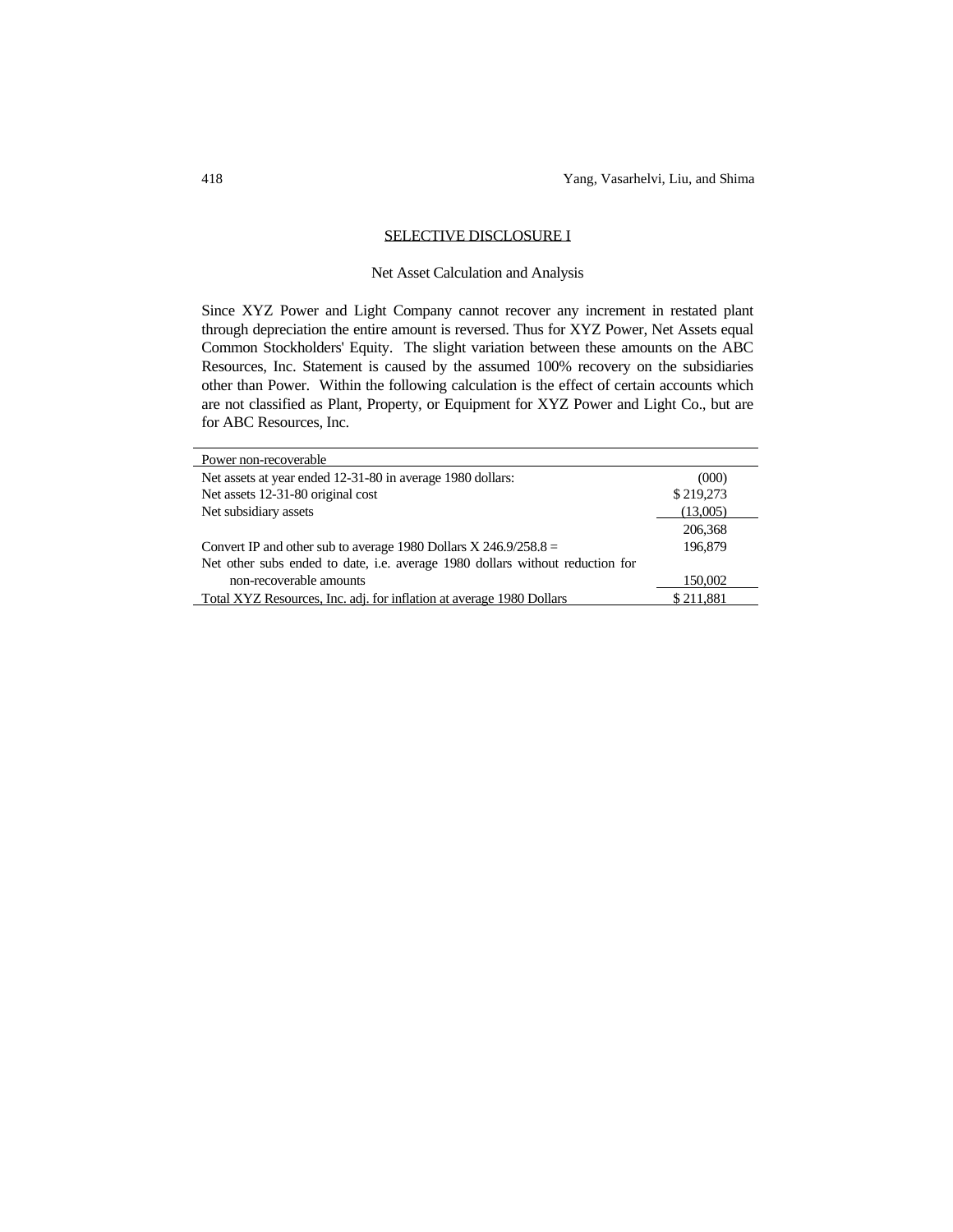## SELECTIVE DISCLOSURE I

### Net Asset Calculation and Analysis

Since XYZ Power and Light Company cannot recover any increment in restated plant through depreciation the entire amount is reversed. Thus for XYZ Power, Net Assets equal Common Stockholders' Equity. The slight variation between these amounts on the ABC Resources, Inc. Statement is caused by the assumed 100% recovery on the subsidiaries other than Power. Within the following calculation is the effect of certain accounts which are not classified as Plant, Property, or Equipment for XYZ Power and Light Co., but are for ABC Resources, Inc.

| Power non-recoverable | |
|---|---|
| Net assets at year ended 12-31-80 in average 1980 dollars: | (000) |
| Net assets 12-31-80 original cost | $ 219,273 |
| Net subsidiary assets | (13,005) |
| | 206,368 |
| Convert IP and other sub to average 1980 Dollars X 246.9/258.8 = | 196,879 |
| Net other subs ended to date, i.e. average 1980 dollars without reduction for non-recoverable amounts | 150,002 |
| Total XYZ Resources, Inc. adj. for inflation at average 1980 Dollars | $ 211,881 |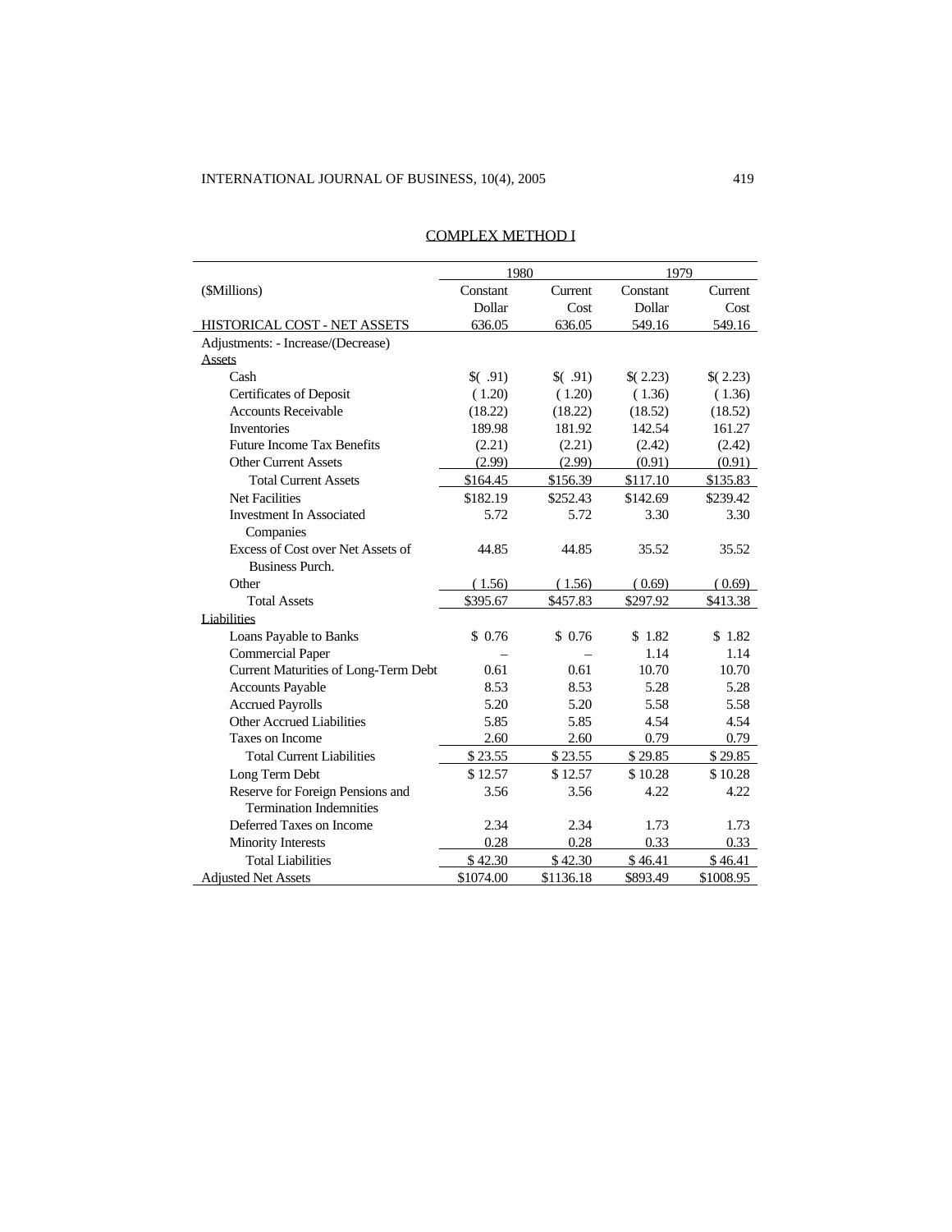COMPLEX METHOD I

| ($Millions) | 1980 Constant Dollar | 1980 Current Cost | 1979 Constant Dollar | 1979 Current Cost |
|---|---|---|---|---|
| HISTORICAL COST - NET ASSETS | 636.05 | 636.05 | 549.16 | 549.16 |
| Adjustments: - Increase/(Decrease) | | | | |
| Assets | | | | |
| Cash | $( .91) | $( .91) | $( 2.23) | $( 2.23) |
| Certificates of Deposit | ( 1.20) | ( 1.20) | ( 1.36) | ( 1.36) |
| Accounts Receivable | (18.22) | (18.22) | (18.52) | (18.52) |
| Inventories | 189.98 | 181.92 | 142.54 | 161.27 |
| Future Income Tax Benefits | (2.21) | (2.21) | (2.42) | (2.42) |
| Other Current Assets | (2.99) | (2.99) | (0.91) | (0.91) |
| Total Current Assets | $164.45 | $156.39 | $117.10 | $135.83 |
| Net Facilities | $182.19 | $252.43 | $142.69 | $239.42 |
| Investment In Associated Companies | 5.72 | 5.72 | 3.30 | 3.30 |
| Excess of Cost over Net Assets of Business Purch. | 44.85 | 44.85 | 35.52 | 35.52 |
| Other | ( 1.56) | ( 1.56) | ( 0.69) | ( 0.69) |
| Total Assets | $395.67 | $457.83 | $297.92 | $413.38 |
| Liabilities | | | | |
| Loans Payable to Banks | $ 0.76 | $ 0.76 | $ 1.82 | $ 1.82 |
| Commercial Paper | – | – | 1.14 | 1.14 |
| Current Maturities of Long-Term Debt | 0.61 | 0.61 | 10.70 | 10.70 |
| Accounts Payable | 8.53 | 8.53 | 5.28 | 5.28 |
| Accrued Payrolls | 5.20 | 5.20 | 5.58 | 5.58 |
| Other Accrued Liabilities | 5.85 | 5.85 | 4.54 | 4.54 |
| Taxes on Income | 2.60 | 2.60 | 0.79 | 0.79 |
| Total Current Liabilities | $ 23.55 | $ 23.55 | $ 29.85 | $ 29.85 |
| Long Term Debt | $ 12.57 | $ 12.57 | $ 10.28 | $ 10.28 |
| Reserve for Foreign Pensions and Termination Indemnities | 3.56 | 3.56 | 4.22 | 4.22 |
| Deferred Taxes on Income | 2.34 | 2.34 | 1.73 | 1.73 |
| Minority Interests | 0.28 | 0.28 | 0.33 | 0.33 |
| Total Liabilities | $ 42.30 | $ 42.30 | $ 46.41 | $ 46.41 |
| Adjusted Net Assets | $1074.00 | $1136.18 | $893.49 | $1008.95 |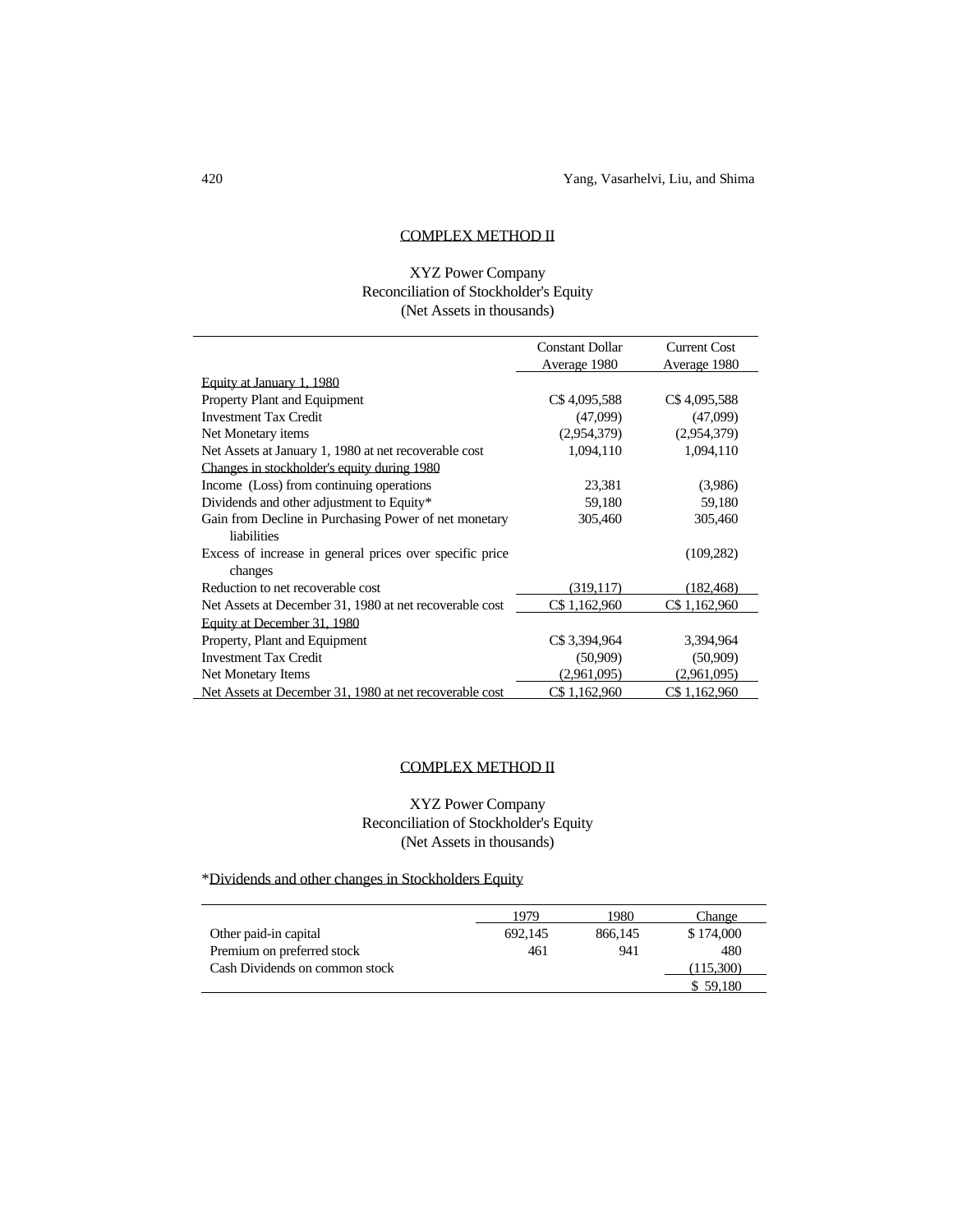## COMPLEX METHOD II

XYZ Power Company
Reconciliation of Stockholder's Equity
(Net Assets in thousands)

| | Constant Dollar Average 1980 | Current Cost Average 1980 |
|---|---|---|
| Equity at January 1, 1980 | | |
| Property Plant and Equipment | C$ 4,095,588 | C$ 4,095,588 |
| Investment Tax Credit | (47,099) | (47,099) |
| Net Monetary items | (2,954,379) | (2,954,379) |
| Net Assets at January 1, 1980 at net recoverable cost | 1,094,110 | 1,094,110 |
| Changes in stockholder's equity during 1980 | | |
| Income (Loss) from continuing operations | 23,381 | (3,986) |
| Dividends and other adjustment to Equity* | 59,180 | 59,180 |
| Gain from Decline in Purchasing Power of net monetary liabilities | 305,460 | 305,460 |
| Excess of increase in general prices over specific price changes | | (109,282) |
| Reduction to net recoverable cost | (319,117) | (182,468) |
| Net Assets at December 31, 1980 at net recoverable cost | C$ 1,162,960 | C$ 1,162,960 |
| Equity at December 31, 1980 | | |
| Property, Plant and Equipment | C$ 3,394,964 | 3,394,964 |
| Investment Tax Credit | (50,909) | (50,909) |
| Net Monetary Items | (2,961,095) | (2,961,095) |
| Net Assets at December 31, 1980 at net recoverable cost | C$ 1,162,960 | C$ 1,162,960 |

## COMPLEX METHOD II

XYZ Power Company
Reconciliation of Stockholder's Equity
(Net Assets in thousands)

*Dividends and other changes in Stockholders Equity

| | 1979 | 1980 | Change |
|---|---|---|---|
| Other paid-in capital | 692,145 | 866,145 | $ 174,000 |
| Premium on preferred stock | 461 | 941 | 480 |
| Cash Dividends on common stock | | | (115,300) |
| | | | $ 59,180 |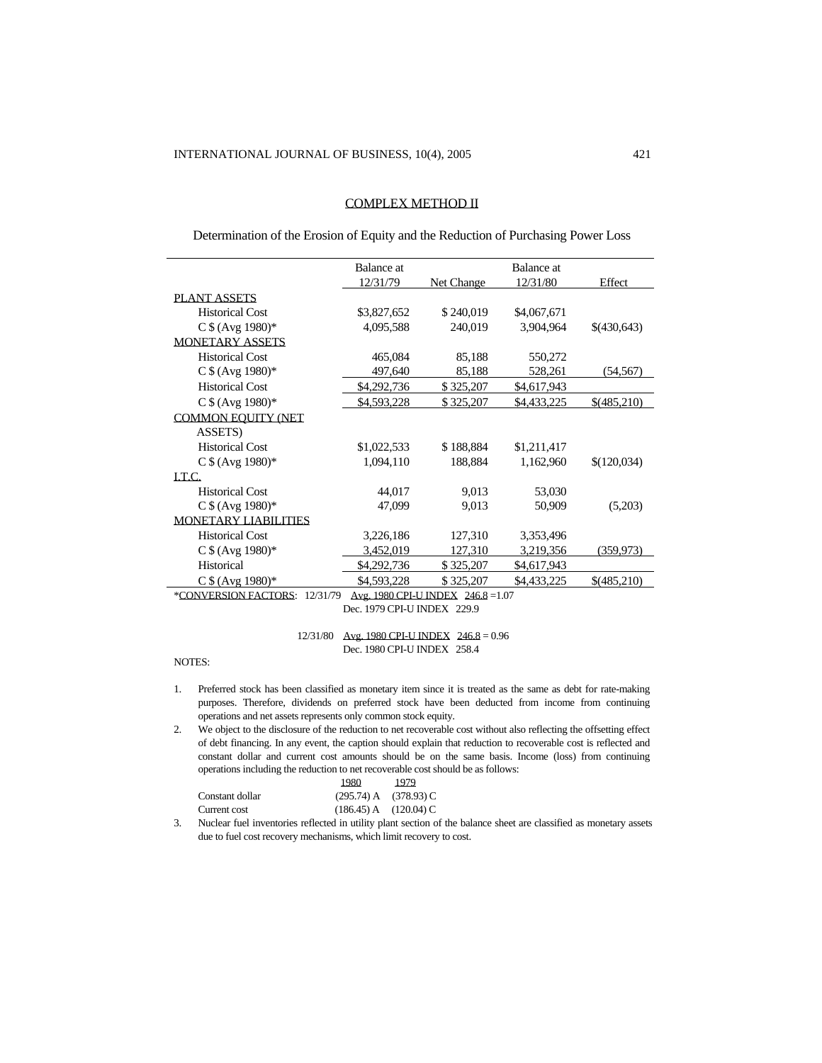## COMPLEX METHOD II

Determination of the Erosion of Equity and the Reduction of Purchasing Power Loss

| | Balance at 12/31/79 | Net Change | Balance at 12/31/80 | Effect |
|---|---|---|---|---|
| PLANT ASSETS | | | | |
| Historical Cost | $3,827,652 | $ 240,019 | $4,067,671 | |
| C $ (Avg 1980)* | 4,095,588 | 240,019 | 3,904,964 | $(430,643) |
| MONETARY ASSETS | | | | |
| Historical Cost | 465,084 | 85,188 | 550,272 | |
| C $ (Avg 1980)* | 497,640 | 85,188 | 528,261 | (54,567) |
| Historical Cost | $4,292,736 | $ 325,207 | $4,617,943 | |
| C $ (Avg 1980)* | $4,593,228 | $ 325,207 | $4,433,225 | $(485,210) |
| COMMON EQUITY (NET ASSETS) | | | | |
| Historical Cost | $1,022,533 | $ 188,884 | $1,211,417 | |
| C $ (Avg 1980)* | 1,094,110 | 188,884 | 1,162,960 | $(120,034) |
| I.T.C. | | | | |
| Historical Cost | 44,017 | 9,013 | 53,030 | |
| C $ (Avg 1980)* | 47,099 | 9,013 | 50,909 | (5,203) |
| MONETARY LIABILITIES | | | | |
| Historical Cost | 3,226,186 | 127,310 | 3,353,496 | |
| C $ (Avg 1980)* | 3,452,019 | 127,310 | 3,219,356 | (359,973) |
| Historical | $4,292,736 | $ 325,207 | $4,617,943 | |
| C $ (Avg 1980)* | $4,593,228 | $ 325,207 | $4,433,225 | $(485,210) |

*CONVERSION FACTORS: 12/31/79 $\frac{\text{Avg. 1980 CPI-U INDEX}}{\text{Dec. 1979 CPI-U INDEX}} \ \frac{246.8}{229.9} = 1.07$

12/31/80 $\frac{\text{Avg. 1980 CPI-U INDEX}}{\text{Dec. 1980 CPI-U INDEX}} \ \frac{246.8}{258.4} = 0.96$

NOTES:

1. Preferred stock has been classified as monetary item since it is treated as the same as debt for rate-making purposes. Therefore, dividends on preferred stock have been deducted from income from continuing operations and net assets represents only common stock equity.
2. We object to the disclosure of the reduction to net recoverable cost without also reflecting the offsetting effect of debt financing. In any event, the caption should explain that reduction to recoverable cost is reflected and constant dollar and current cost amounts should be on the same basis. Income (loss) from continuing operations including the reduction to net recoverable cost should be as follows:

| | 1980 | 1979 |
|---|---|---|
| Constant dollar | (295.74) A | (378.93) C |
| Current cost | (186.45) A | (120.04) C |

3. Nuclear fuel inventories reflected in utility plant section of the balance sheet are classified as monetary assets due to fuel cost recovery mechanisms, which limit recovery to cost.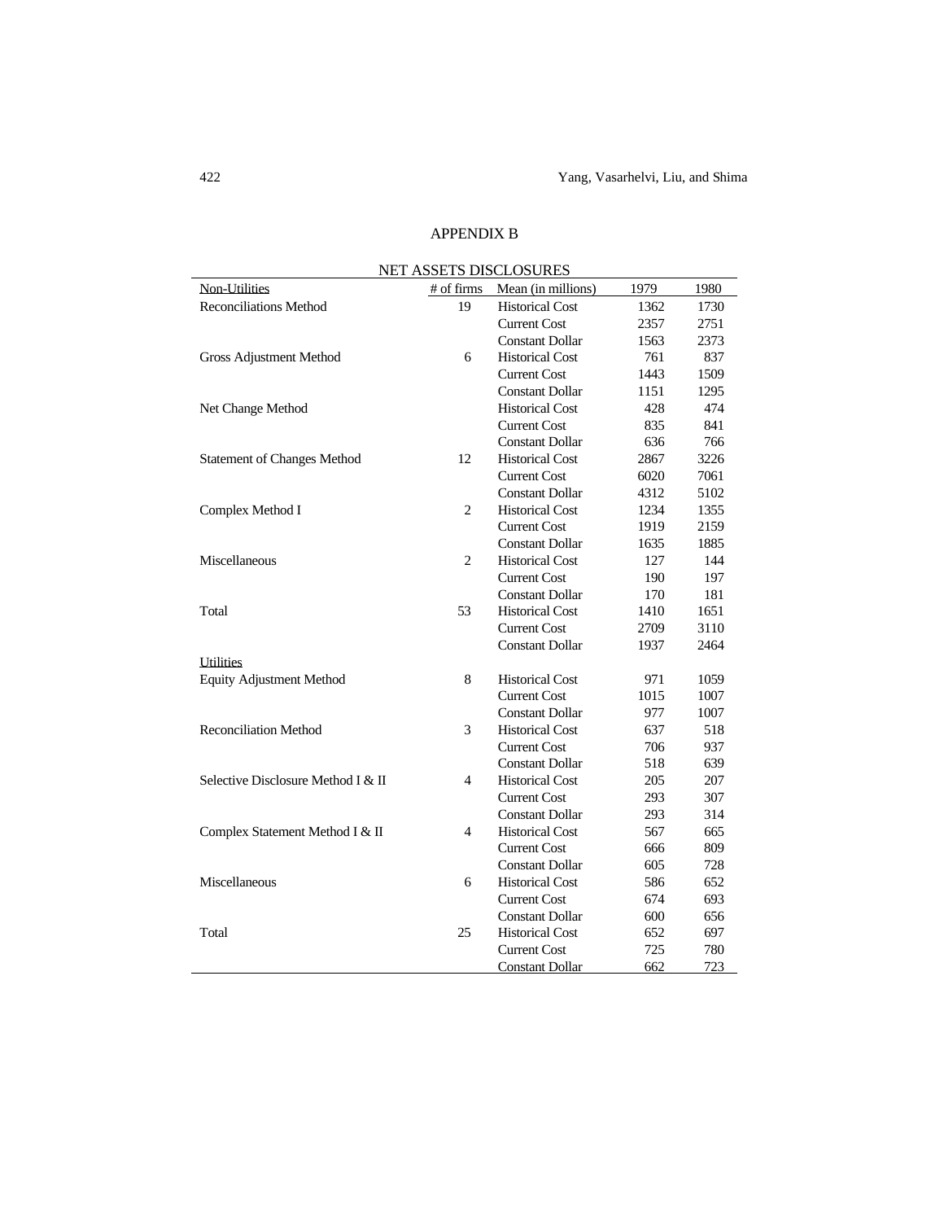## APPENDIX B

NET ASSETS DISCLOSURES

| Non-Utilities | # of firms | Mean (in millions) | 1979 | 1980 |
|---|---|---|---|---|
| Reconciliations Method | 19 | Historical Cost | 1362 | 1730 |
| | | Current Cost | 2357 | 2751 |
| | | Constant Dollar | 1563 | 2373 |
| Gross Adjustment Method | 6 | Historical Cost | 761 | 837 |
| | | Current Cost | 1443 | 1509 |
| | | Constant Dollar | 1151 | 1295 |
| Net Change Method | | Historical Cost | 428 | 474 |
| | | Current Cost | 835 | 841 |
| | | Constant Dollar | 636 | 766 |
| Statement of Changes Method | 12 | Historical Cost | 2867 | 3226 |
| | | Current Cost | 6020 | 7061 |
| | | Constant Dollar | 4312 | 5102 |
| Complex Method I | 2 | Historical Cost | 1234 | 1355 |
| | | Current Cost | 1919 | 2159 |
| | | Constant Dollar | 1635 | 1885 |
| Miscellaneous | 2 | Historical Cost | 127 | 144 |
| | | Current Cost | 190 | 197 |
| | | Constant Dollar | 170 | 181 |
| Total | 53 | Historical Cost | 1410 | 1651 |
| | | Current Cost | 2709 | 3110 |
| | | Constant Dollar | 1937 | 2464 |
| Utilities | | | | |
| Equity Adjustment Method | 8 | Historical Cost | 971 | 1059 |
| | | Current Cost | 1015 | 1007 |
| | | Constant Dollar | 977 | 1007 |
| Reconciliation Method | 3 | Historical Cost | 637 | 518 |
| | | Current Cost | 706 | 937 |
| | | Constant Dollar | 518 | 639 |
| Selective Disclosure Method I & II | 4 | Historical Cost | 205 | 207 |
| | | Current Cost | 293 | 307 |
| | | Constant Dollar | 293 | 314 |
| Complex Statement Method I & II | 4 | Historical Cost | 567 | 665 |
| | | Current Cost | 666 | 809 |
| | | Constant Dollar | 605 | 728 |
| Miscellaneous | 6 | Historical Cost | 586 | 652 |
| | | Current Cost | 674 | 693 |
| | | Constant Dollar | 600 | 656 |
| Total | 25 | Historical Cost | 652 | 697 |
| | | Current Cost | 725 | 780 |
| | | Constant Dollar | 662 | 723 |